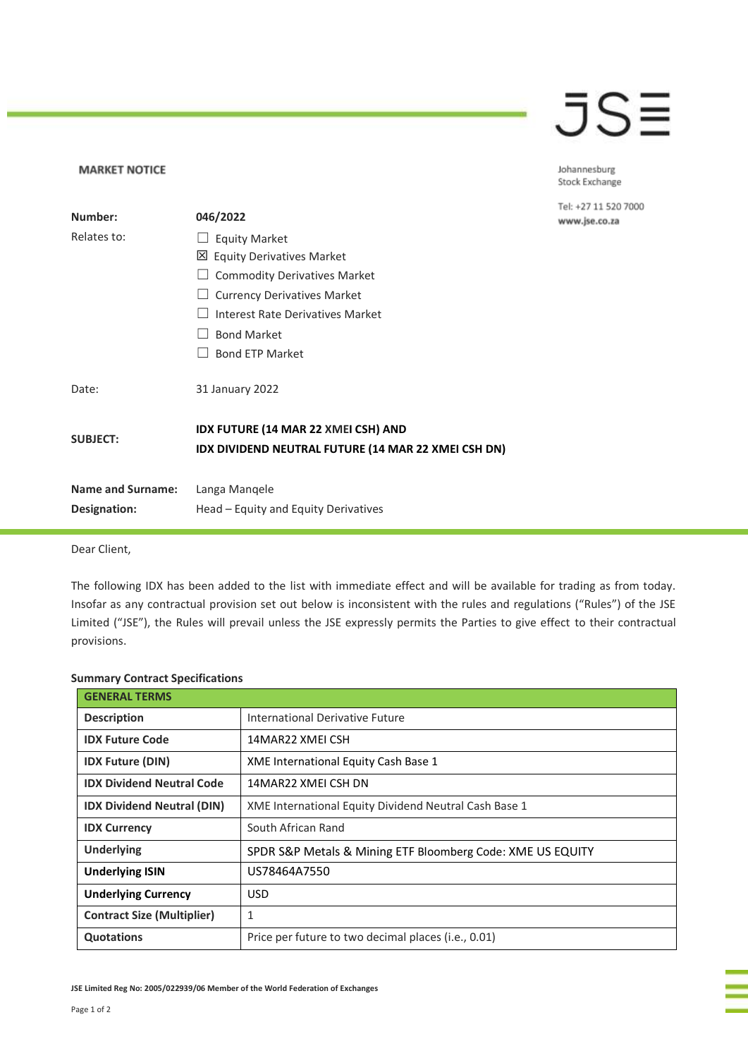# MARKET NOTICE

Johannesburg Stock Exchange

Tel: +27 11 520 7000
www.jse.co.za

| | |
|---|---|
| **Number:** | **046/2022** |
| Relates to: | ☐ Equity Market<br>☒ Equity Derivatives Market<br>☐ Commodity Derivatives Market<br>☐ Currency Derivatives Market<br>☐ Interest Rate Derivatives Market<br>☐ Bond Market<br>☐ Bond ETP Market |
| Date: | 31 January 2022 |
| **SUBJECT:** | **IDX FUTURE (14 MAR 22 XMEI CSH) AND IDX DIVIDEND NEUTRAL FUTURE (14 MAR 22 XMEI CSH DN)** |
| **Name and Surname:** | Langa Manqele |
| **Designation:** | Head – Equity and Equity Derivatives |

Dear Client,

The following IDX has been added to the list with immediate effect and will be available for trading as from today. Insofar as any contractual provision set out below is inconsistent with the rules and regulations ("Rules") of the JSE Limited ("JSE"), the Rules will prevail unless the JSE expressly permits the Parties to give effect to their contractual provisions.

**Summary Contract Specifications**

| **GENERAL TERMS** | |
|---|---|
| **Description** | International Derivative Future |
| **IDX Future Code** | 14MAR22 XMEI CSH |
| **IDX Future (DIN)** | XME International Equity Cash Base 1 |
| **IDX Dividend Neutral Code** | 14MAR22 XMEI CSH DN |
| **IDX Dividend Neutral (DIN)** | XME International Equity Dividend Neutral Cash Base 1 |
| **IDX Currency** | South African Rand |
| **Underlying** | SPDR S&P Metals & Mining ETF Bloomberg Code: XME US EQUITY |
| **Underlying ISIN** | US78464A7550 |
| **Underlying Currency** | USD |
| **Contract Size (Multiplier)** | 1 |
| **Quotations** | Price per future to two decimal places (i.e., 0.01) |

JSE Limited Reg No: 2005/022939/06 Member of the World Federation of Exchanges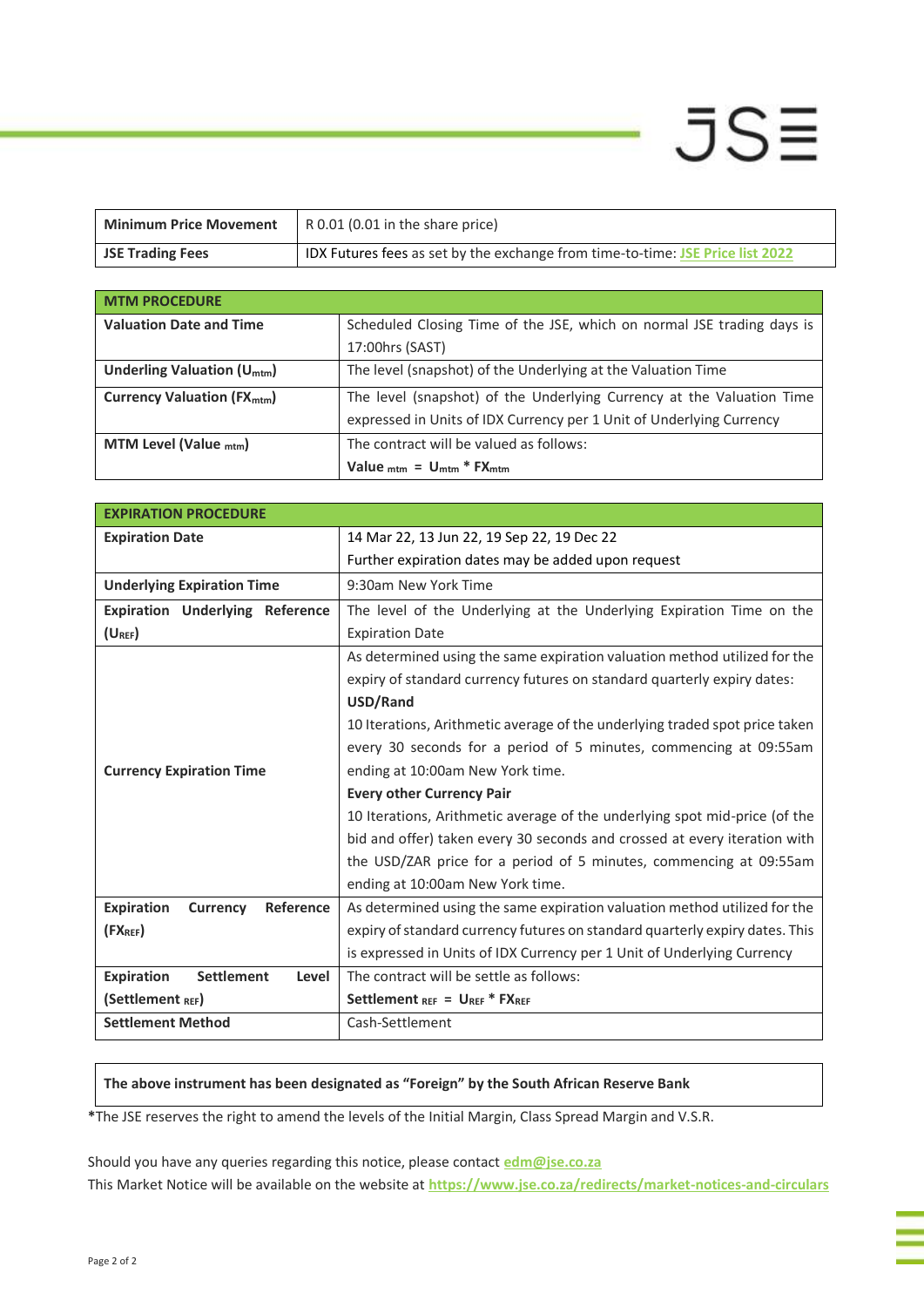| | |
|---|---|
| **Minimum Price Movement** | R 0.01 (0.01 in the share price) |
| **JSE Trading Fees** | IDX Futures fees as set by the exchange from time-to-time: JSE Price list 2022 |

| **MTM PROCEDURE** | |
|---|---|
| **Valuation Date and Time** | Scheduled Closing Time of the JSE, which on normal JSE trading days is 17:00hrs (SAST) |
| **Underling Valuation ($U_{mtm}$)** | The level (snapshot) of the Underlying at the Valuation Time |
| **Currency Valuation ($FX_{mtm}$)** | The level (snapshot) of the Underlying Currency at the Valuation Time expressed in Units of IDX Currency per 1 Unit of Underlying Currency |
| **MTM Level (Value $_{mtm}$)** | The contract will be valued as follows:<br>**$Value_{mtm} = U_{mtm} * FX_{mtm}$** |

| **EXPIRATION PROCEDURE** | |
|---|---|
| **Expiration Date** | 14 Mar 22, 13 Jun 22, 19 Sep 22, 19 Dec 22<br>Further expiration dates may be added upon request |
| **Underlying Expiration Time** | 9:30am New York Time |
| **Expiration Underlying Reference ($U_{REF}$)** | The level of the Underlying at the Underlying Expiration Time on the Expiration Date |
| **Currency Expiration Time** | As determined using the same expiration valuation method utilized for the expiry of standard currency futures on standard quarterly expiry dates:<br>**USD/Rand**<br>10 Iterations, Arithmetic average of the underlying traded spot price taken every 30 seconds for a period of 5 minutes, commencing at 09:55am ending at 10:00am New York time.<br>**Every other Currency Pair**<br>10 Iterations, Arithmetic average of the underlying spot mid-price (of the bid and offer) taken every 30 seconds and crossed at every iteration with the USD/ZAR price for a period of 5 minutes, commencing at 09:55am ending at 10:00am New York time. |
| **Expiration Currency Reference ($FX_{REF}$)** | As determined using the same expiration valuation method utilized for the expiry of standard currency futures on standard quarterly expiry dates. This is expressed in Units of IDX Currency per 1 Unit of Underlying Currency |
| **Expiration Settlement Level (Settlement $_{REF}$)** | The contract will be settle as follows:<br>**$Settlement_{REF} = U_{REF} * FX_{REF}$** |
| **Settlement Method** | Cash-Settlement |

**The above instrument has been designated as "Foreign" by the South African Reserve Bank**

*The JSE reserves the right to amend the levels of the Initial Margin, Class Spread Margin and V.S.R.

Should you have any queries regarding this notice, please contact edm@jse.co.za

This Market Notice will be available on the website at https://www.jse.co.za/redirects/market-notices-and-circulars